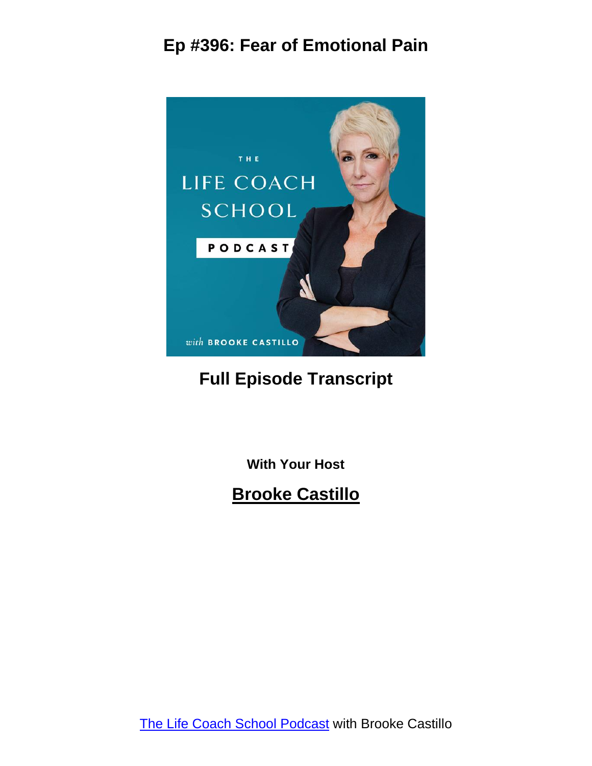# Ep #396: Fear of Emotional Pain

## Full Episode Transcript

With Your Host

**Brooke Castillo**

The Life Coach School Podcast with Brooke Castillo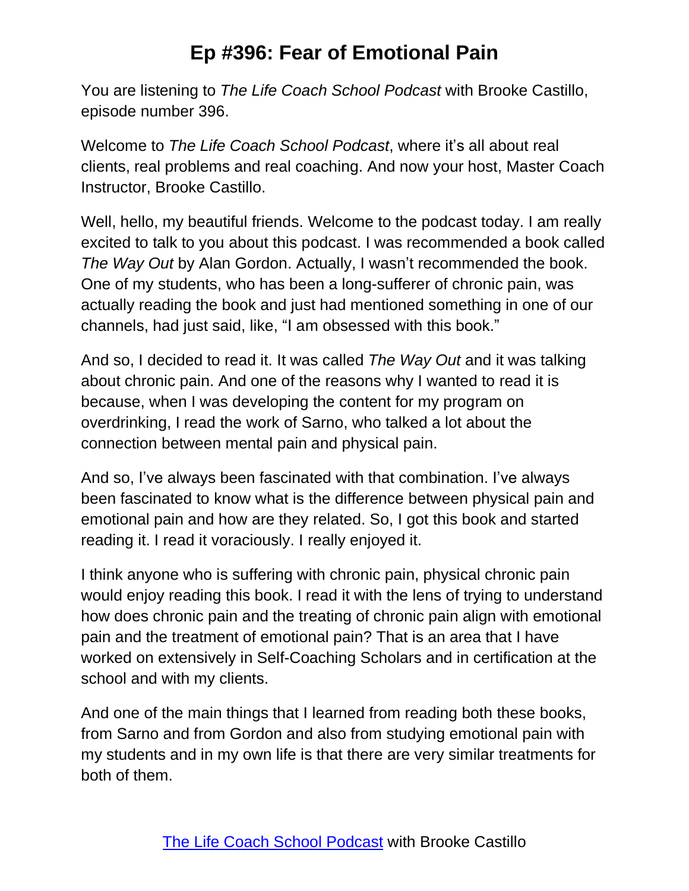# Ep #396: Fear of Emotional Pain

You are listening to *The Life Coach School Podcast* with Brooke Castillo, episode number 396.

Welcome to *The Life Coach School Podcast*, where it's all about real clients, real problems and real coaching. And now your host, Master Coach Instructor, Brooke Castillo.

Well, hello, my beautiful friends. Welcome to the podcast today. I am really excited to talk to you about this podcast. I was recommended a book called *The Way Out* by Alan Gordon. Actually, I wasn't recommended the book. One of my students, who has been a long-sufferer of chronic pain, was actually reading the book and just had mentioned something in one of our channels, had just said, like, "I am obsessed with this book."

And so, I decided to read it. It was called *The Way Out* and it was talking about chronic pain. And one of the reasons why I wanted to read it is because, when I was developing the content for my program on overdrinking, I read the work of Sarno, who talked a lot about the connection between mental pain and physical pain.

And so, I've always been fascinated with that combination. I've always been fascinated to know what is the difference between physical pain and emotional pain and how are they related. So, I got this book and started reading it. I read it voraciously. I really enjoyed it.

I think anyone who is suffering with chronic pain, physical chronic pain would enjoy reading this book. I read it with the lens of trying to understand how does chronic pain and the treating of chronic pain align with emotional pain and the treatment of emotional pain? That is an area that I have worked on extensively in Self-Coaching Scholars and in certification at the school and with my clients.

And one of the main things that I learned from reading both these books, from Sarno and from Gordon and also from studying emotional pain with my students and in my own life is that there are very similar treatments for both of them.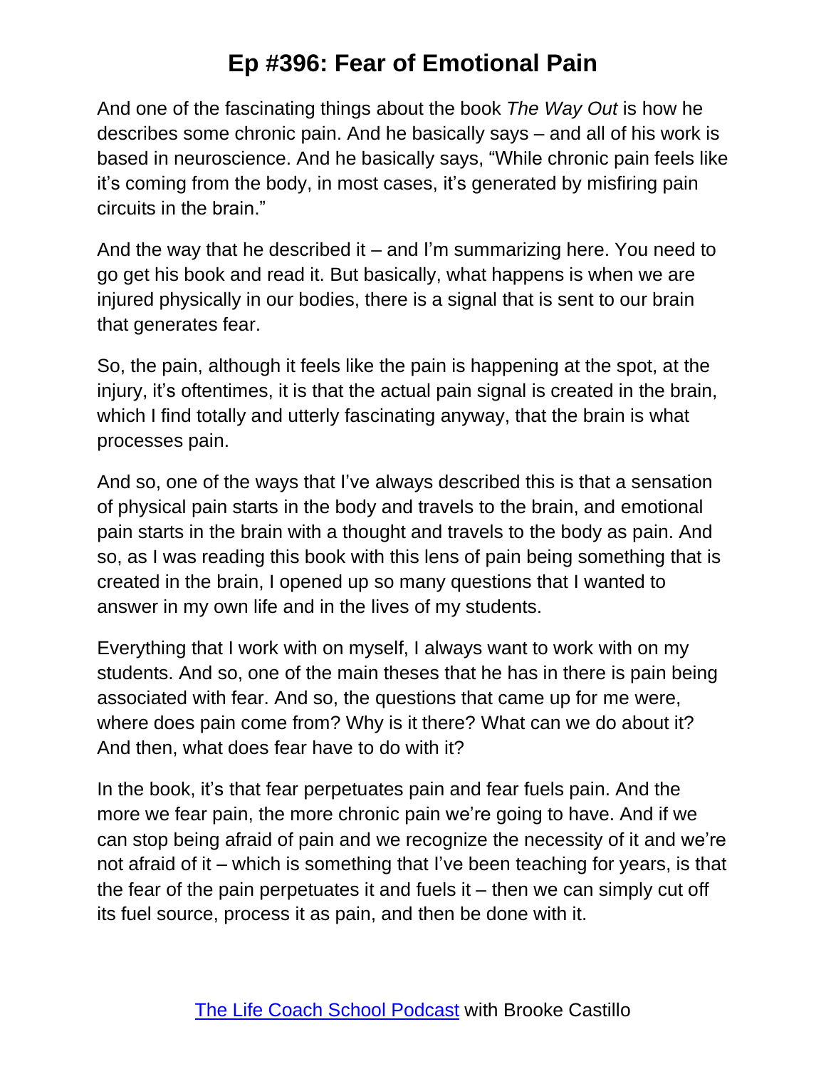And one of the fascinating things about the book *The Way Out* is how he describes some chronic pain. And he basically says – and all of his work is based in neuroscience. And he basically says, "While chronic pain feels like it's coming from the body, in most cases, it's generated by misfiring pain circuits in the brain."

And the way that he described it – and I'm summarizing here. You need to go get his book and read it. But basically, what happens is when we are injured physically in our bodies, there is a signal that is sent to our brain that generates fear.

So, the pain, although it feels like the pain is happening at the spot, at the injury, it's oftentimes, it is that the actual pain signal is created in the brain, which I find totally and utterly fascinating anyway, that the brain is what processes pain.

And so, one of the ways that I've always described this is that a sensation of physical pain starts in the body and travels to the brain, and emotional pain starts in the brain with a thought and travels to the body as pain. And so, as I was reading this book with this lens of pain being something that is created in the brain, I opened up so many questions that I wanted to answer in my own life and in the lives of my students.

Everything that I work with on myself, I always want to work with on my students. And so, one of the main theses that he has in there is pain being associated with fear. And so, the questions that came up for me were, where does pain come from? Why is it there? What can we do about it? And then, what does fear have to do with it?

In the book, it's that fear perpetuates pain and fear fuels pain. And the more we fear pain, the more chronic pain we're going to have. And if we can stop being afraid of pain and we recognize the necessity of it and we're not afraid of it – which is something that I've been teaching for years, is that the fear of the pain perpetuates it and fuels it – then we can simply cut off its fuel source, process it as pain, and then be done with it.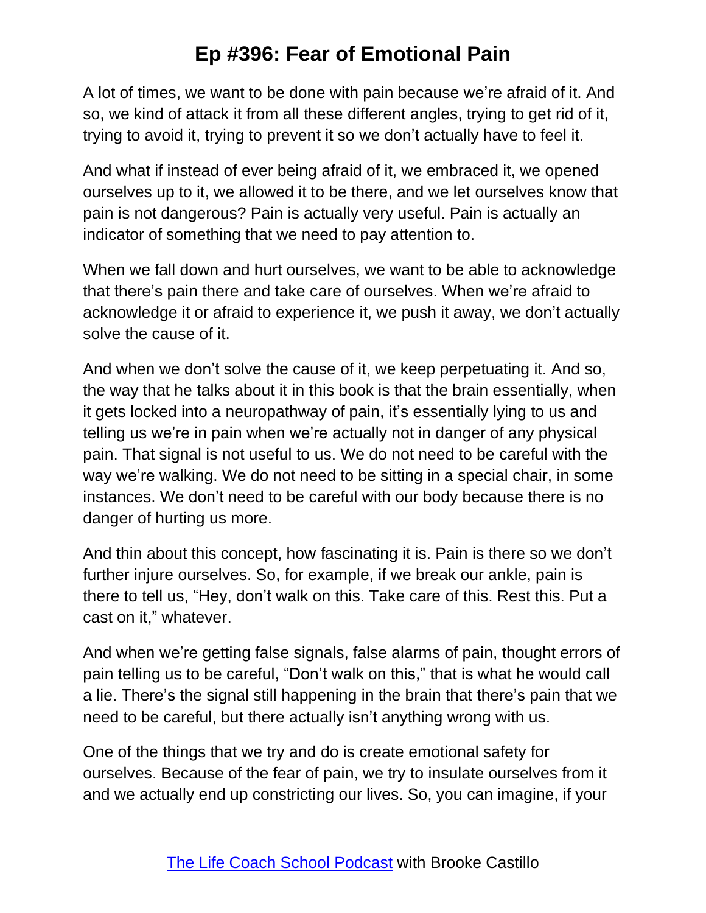A lot of times, we want to be done with pain because we're afraid of it. And so, we kind of attack it from all these different angles, trying to get rid of it, trying to avoid it, trying to prevent it so we don't actually have to feel it.

And what if instead of ever being afraid of it, we embraced it, we opened ourselves up to it, we allowed it to be there, and we let ourselves know that pain is not dangerous? Pain is actually very useful. Pain is actually an indicator of something that we need to pay attention to.

When we fall down and hurt ourselves, we want to be able to acknowledge that there's pain there and take care of ourselves. When we're afraid to acknowledge it or afraid to experience it, we push it away, we don't actually solve the cause of it.

And when we don't solve the cause of it, we keep perpetuating it. And so, the way that he talks about it in this book is that the brain essentially, when it gets locked into a neuropathway of pain, it's essentially lying to us and telling us we're in pain when we're actually not in danger of any physical pain. That signal is not useful to us. We do not need to be careful with the way we're walking. We do not need to be sitting in a special chair, in some instances. We don't need to be careful with our body because there is no danger of hurting us more.

And thin about this concept, how fascinating it is. Pain is there so we don't further injure ourselves. So, for example, if we break our ankle, pain is there to tell us, "Hey, don't walk on this. Take care of this. Rest this. Put a cast on it," whatever.

And when we're getting false signals, false alarms of pain, thought errors of pain telling us to be careful, "Don't walk on this," that is what he would call a lie. There's the signal still happening in the brain that there's pain that we need to be careful, but there actually isn't anything wrong with us.

One of the things that we try and do is create emotional safety for ourselves. Because of the fear of pain, we try to insulate ourselves from it and we actually end up constricting our lives. So, you can imagine, if your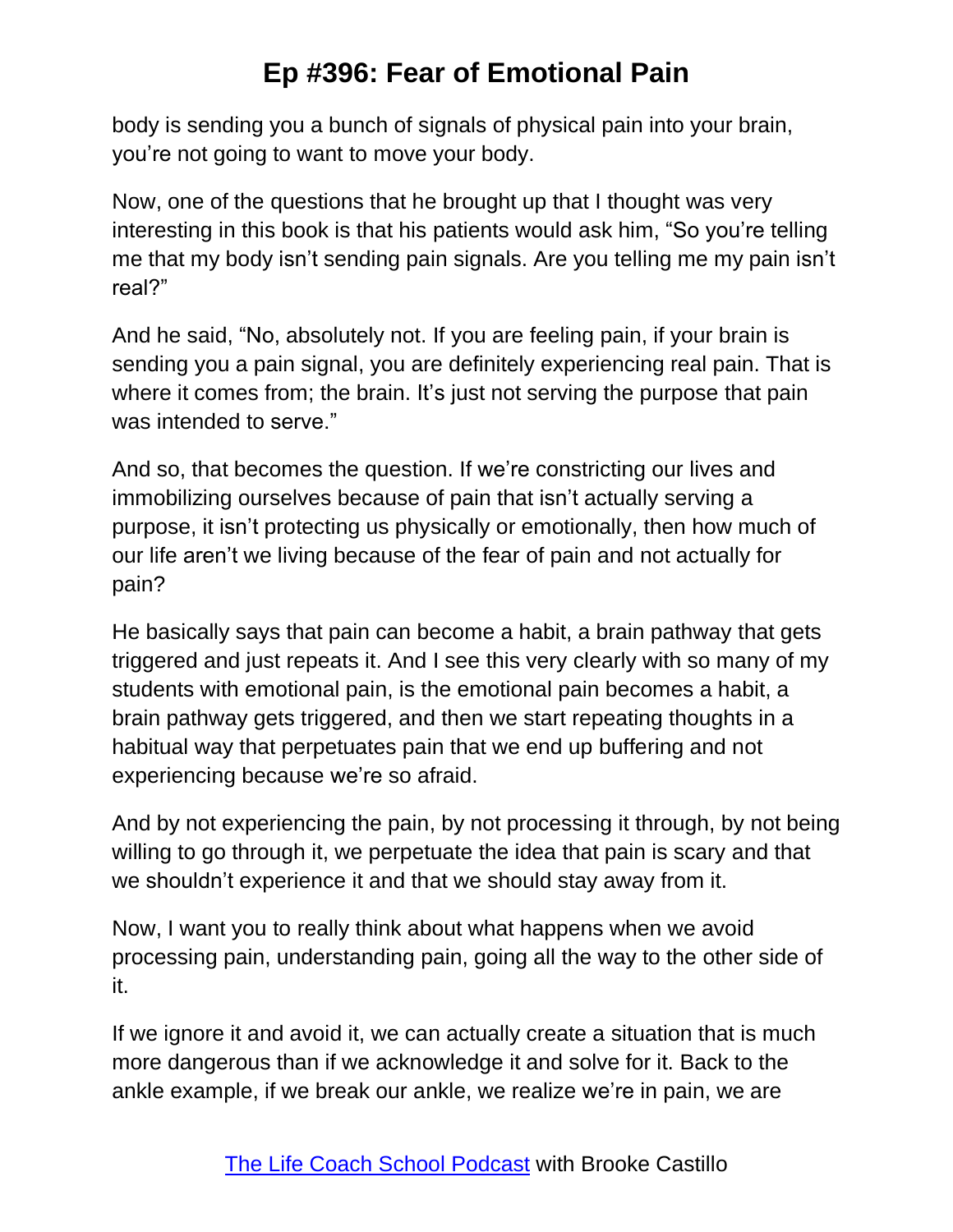body is sending you a bunch of signals of physical pain into your brain, you're not going to want to move your body.

Now, one of the questions that he brought up that I thought was very interesting in this book is that his patients would ask him, "So you're telling me that my body isn't sending pain signals. Are you telling me my pain isn't real?"

And he said, "No, absolutely not. If you are feeling pain, if your brain is sending you a pain signal, you are definitely experiencing real pain. That is where it comes from; the brain. It's just not serving the purpose that pain was intended to serve."

And so, that becomes the question. If we're constricting our lives and immobilizing ourselves because of pain that isn't actually serving a purpose, it isn't protecting us physically or emotionally, then how much of our life aren't we living because of the fear of pain and not actually for pain?

He basically says that pain can become a habit, a brain pathway that gets triggered and just repeats it. And I see this very clearly with so many of my students with emotional pain, is the emotional pain becomes a habit, a brain pathway gets triggered, and then we start repeating thoughts in a habitual way that perpetuates pain that we end up buffering and not experiencing because we're so afraid.

And by not experiencing the pain, by not processing it through, by not being willing to go through it, we perpetuate the idea that pain is scary and that we shouldn't experience it and that we should stay away from it.

Now, I want you to really think about what happens when we avoid processing pain, understanding pain, going all the way to the other side of it.

If we ignore it and avoid it, we can actually create a situation that is much more dangerous than if we acknowledge it and solve for it. Back to the ankle example, if we break our ankle, we realize we're in pain, we are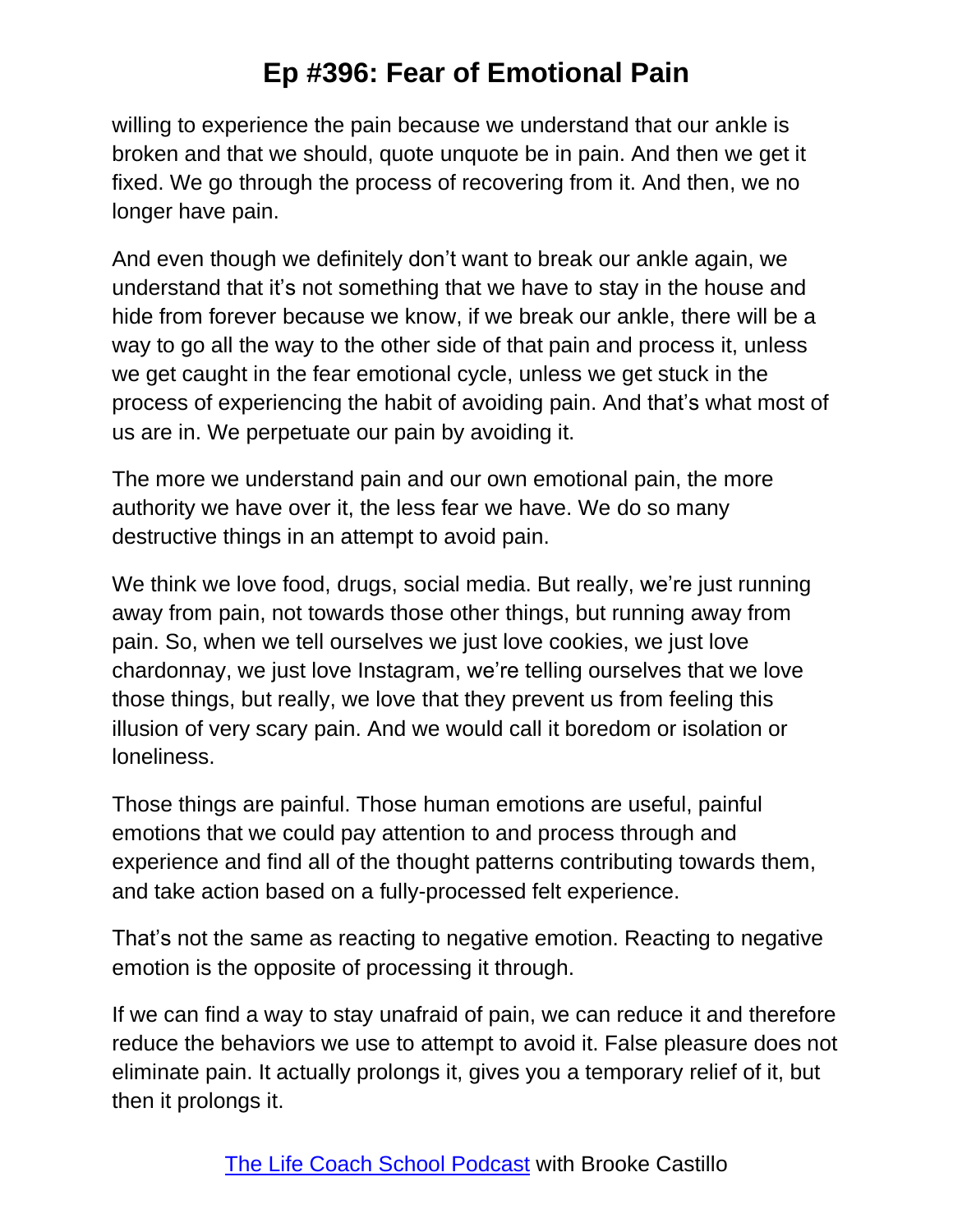willing to experience the pain because we understand that our ankle is broken and that we should, quote unquote be in pain. And then we get it fixed. We go through the process of recovering from it. And then, we no longer have pain.

And even though we definitely don't want to break our ankle again, we understand that it's not something that we have to stay in the house and hide from forever because we know, if we break our ankle, there will be a way to go all the way to the other side of that pain and process it, unless we get caught in the fear emotional cycle, unless we get stuck in the process of experiencing the habit of avoiding pain. And that's what most of us are in. We perpetuate our pain by avoiding it.

The more we understand pain and our own emotional pain, the more authority we have over it, the less fear we have. We do so many destructive things in an attempt to avoid pain.

We think we love food, drugs, social media. But really, we're just running away from pain, not towards those other things, but running away from pain. So, when we tell ourselves we just love cookies, we just love chardonnay, we just love Instagram, we're telling ourselves that we love those things, but really, we love that they prevent us from feeling this illusion of very scary pain. And we would call it boredom or isolation or loneliness.

Those things are painful. Those human emotions are useful, painful emotions that we could pay attention to and process through and experience and find all of the thought patterns contributing towards them, and take action based on a fully-processed felt experience.

That's not the same as reacting to negative emotion. Reacting to negative emotion is the opposite of processing it through.

If we can find a way to stay unafraid of pain, we can reduce it and therefore reduce the behaviors we use to attempt to avoid it. False pleasure does not eliminate pain. It actually prolongs it, gives you a temporary relief of it, but then it prolongs it.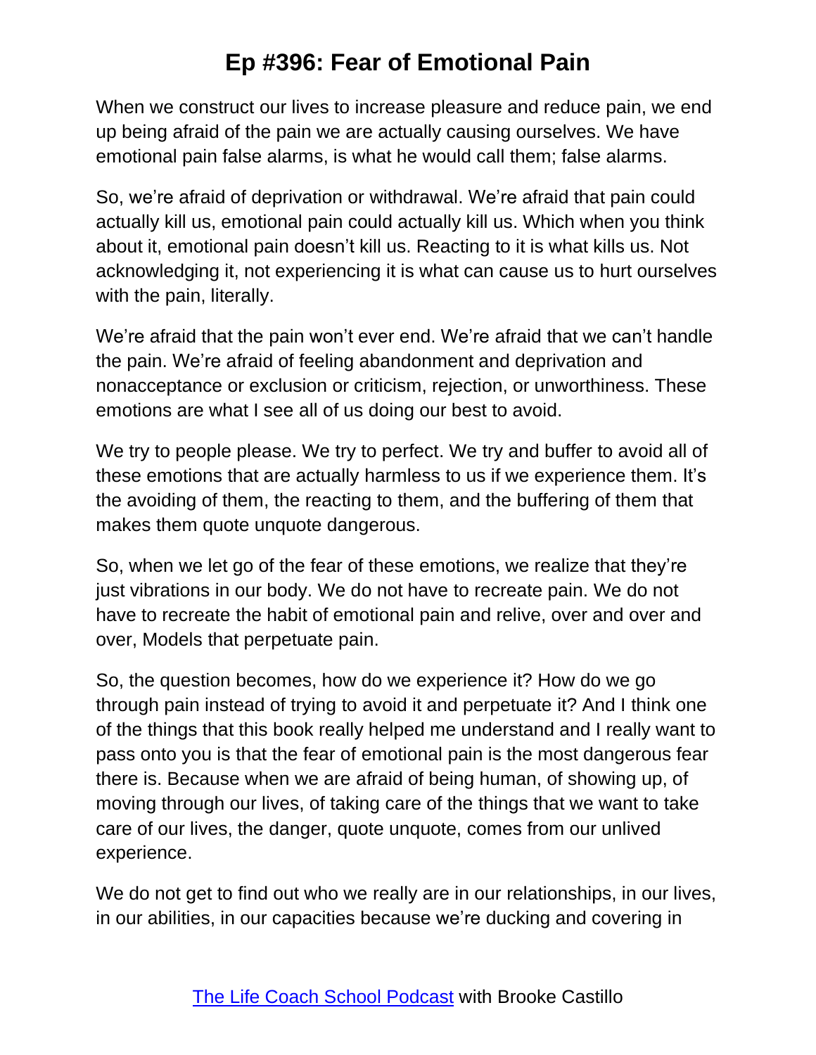When we construct our lives to increase pleasure and reduce pain, we end up being afraid of the pain we are actually causing ourselves. We have emotional pain false alarms, is what he would call them; false alarms.

So, we're afraid of deprivation or withdrawal. We're afraid that pain could actually kill us, emotional pain could actually kill us. Which when you think about it, emotional pain doesn't kill us. Reacting to it is what kills us. Not acknowledging it, not experiencing it is what can cause us to hurt ourselves with the pain, literally.

We're afraid that the pain won't ever end. We're afraid that we can't handle the pain. We're afraid of feeling abandonment and deprivation and nonacceptance or exclusion or criticism, rejection, or unworthiness. These emotions are what I see all of us doing our best to avoid.

We try to people please. We try to perfect. We try and buffer to avoid all of these emotions that are actually harmless to us if we experience them. It's the avoiding of them, the reacting to them, and the buffering of them that makes them quote unquote dangerous.

So, when we let go of the fear of these emotions, we realize that they're just vibrations in our body. We do not have to recreate pain. We do not have to recreate the habit of emotional pain and relive, over and over and over, Models that perpetuate pain.

So, the question becomes, how do we experience it? How do we go through pain instead of trying to avoid it and perpetuate it? And I think one of the things that this book really helped me understand and I really want to pass onto you is that the fear of emotional pain is the most dangerous fear there is. Because when we are afraid of being human, of showing up, of moving through our lives, of taking care of the things that we want to take care of our lives, the danger, quote unquote, comes from our unlived experience.

We do not get to find out who we really are in our relationships, in our lives, in our abilities, in our capacities because we're ducking and covering in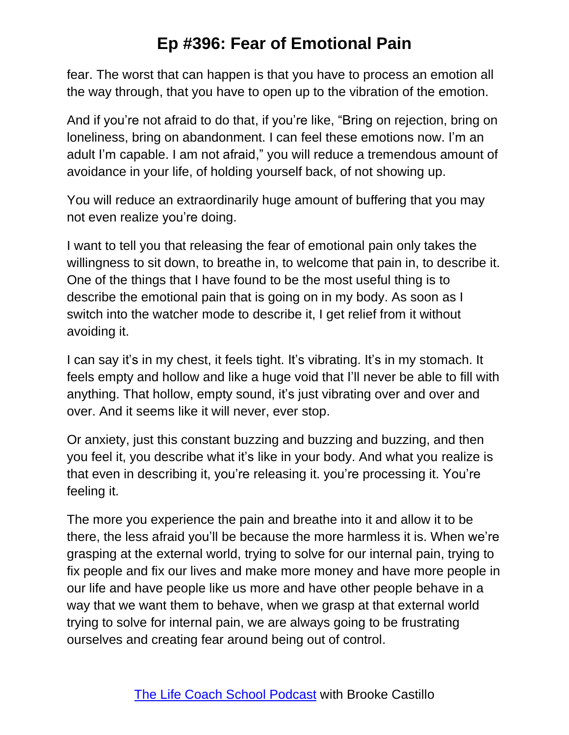fear. The worst that can happen is that you have to process an emotion all the way through, that you have to open up to the vibration of the emotion.

And if you're not afraid to do that, if you're like, "Bring on rejection, bring on loneliness, bring on abandonment. I can feel these emotions now. I'm an adult I'm capable. I am not afraid," you will reduce a tremendous amount of avoidance in your life, of holding yourself back, of not showing up.

You will reduce an extraordinarily huge amount of buffering that you may not even realize you're doing.

I want to tell you that releasing the fear of emotional pain only takes the willingness to sit down, to breathe in, to welcome that pain in, to describe it. One of the things that I have found to be the most useful thing is to describe the emotional pain that is going on in my body. As soon as I switch into the watcher mode to describe it, I get relief from it without avoiding it.

I can say it's in my chest, it feels tight. It's vibrating. It's in my stomach. It feels empty and hollow and like a huge void that I'll never be able to fill with anything. That hollow, empty sound, it's just vibrating over and over and over. And it seems like it will never, ever stop.

Or anxiety, just this constant buzzing and buzzing and buzzing, and then you feel it, you describe what it's like in your body. And what you realize is that even in describing it, you're releasing it. you're processing it. You're feeling it.

The more you experience the pain and breathe into it and allow it to be there, the less afraid you'll be because the more harmless it is. When we're grasping at the external world, trying to solve for our internal pain, trying to fix people and fix our lives and make more money and have more people in our life and have people like us more and have other people behave in a way that we want them to behave, when we grasp at that external world trying to solve for internal pain, we are always going to be frustrating ourselves and creating fear around being out of control.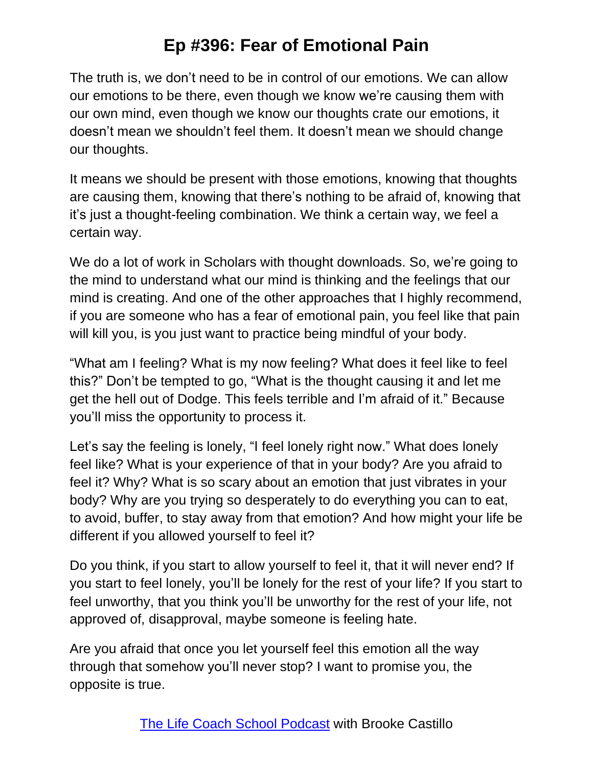The truth is, we don't need to be in control of our emotions. We can allow our emotions to be there, even though we know we're causing them with our own mind, even though we know our thoughts crate our emotions, it doesn't mean we shouldn't feel them. It doesn't mean we should change our thoughts.

It means we should be present with those emotions, knowing that thoughts are causing them, knowing that there's nothing to be afraid of, knowing that it's just a thought-feeling combination. We think a certain way, we feel a certain way.

We do a lot of work in Scholars with thought downloads. So, we're going to the mind to understand what our mind is thinking and the feelings that our mind is creating. And one of the other approaches that I highly recommend, if you are someone who has a fear of emotional pain, you feel like that pain will kill you, is you just want to practice being mindful of your body.

"What am I feeling? What is my now feeling? What does it feel like to feel this?" Don't be tempted to go, "What is the thought causing it and let me get the hell out of Dodge. This feels terrible and I'm afraid of it." Because you'll miss the opportunity to process it.

Let's say the feeling is lonely, "I feel lonely right now." What does lonely feel like? What is your experience of that in your body? Are you afraid to feel it? Why? What is so scary about an emotion that just vibrates in your body? Why are you trying so desperately to do everything you can to eat, to avoid, buffer, to stay away from that emotion? And how might your life be different if you allowed yourself to feel it?

Do you think, if you start to allow yourself to feel it, that it will never end? If you start to feel lonely, you'll be lonely for the rest of your life? If you start to feel unworthy, that you think you'll be unworthy for the rest of your life, not approved of, disapproval, maybe someone is feeling hate.

Are you afraid that once you let yourself feel this emotion all the way through that somehow you'll never stop? I want to promise you, the opposite is true.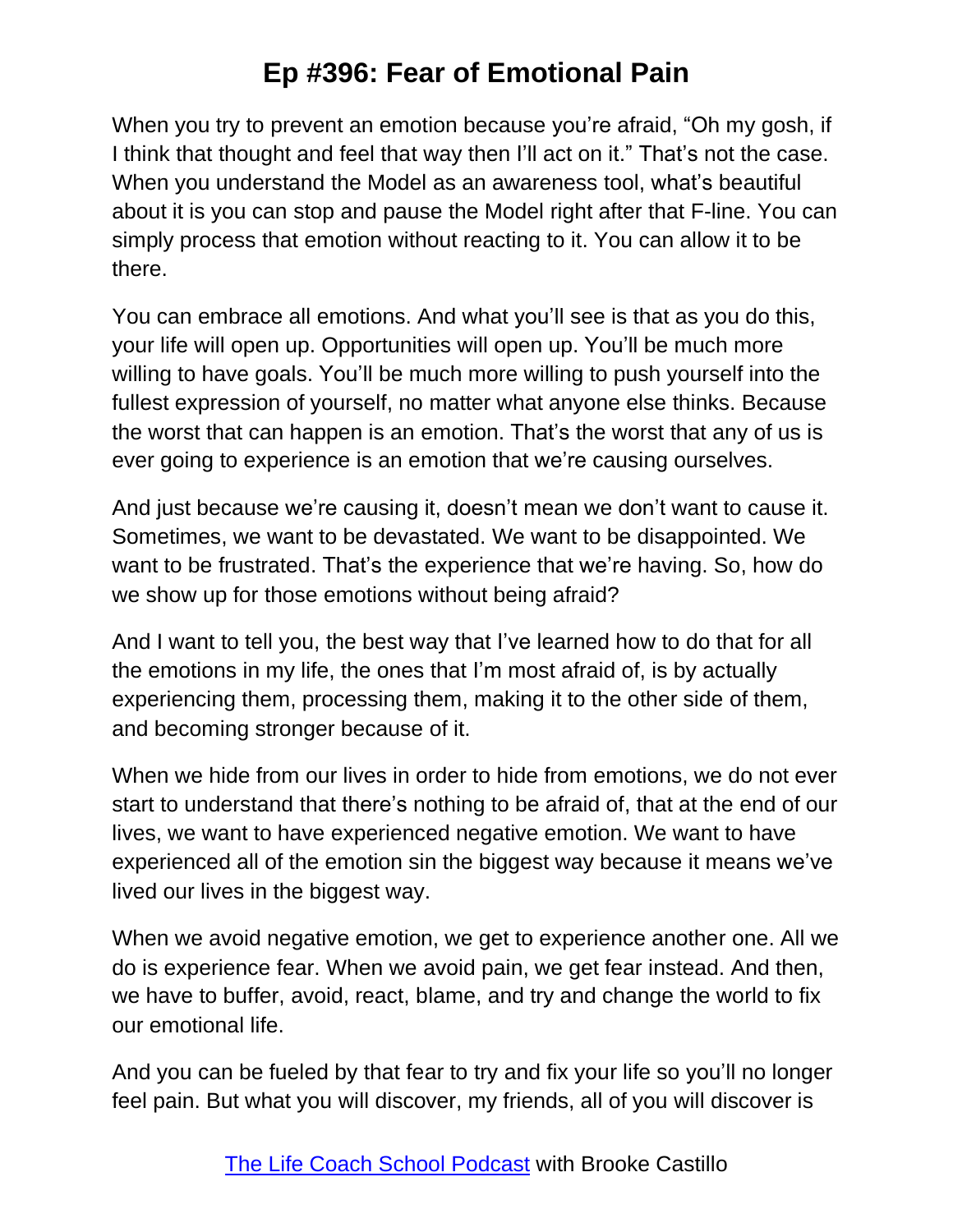When you try to prevent an emotion because you're afraid, "Oh my gosh, if I think that thought and feel that way then I'll act on it." That's not the case. When you understand the Model as an awareness tool, what's beautiful about it is you can stop and pause the Model right after that F-line. You can simply process that emotion without reacting to it. You can allow it to be there.

You can embrace all emotions. And what you'll see is that as you do this, your life will open up. Opportunities will open up. You'll be much more willing to have goals. You'll be much more willing to push yourself into the fullest expression of yourself, no matter what anyone else thinks. Because the worst that can happen is an emotion. That's the worst that any of us is ever going to experience is an emotion that we're causing ourselves.

And just because we're causing it, doesn't mean we don't want to cause it. Sometimes, we want to be devastated. We want to be disappointed. We want to be frustrated. That's the experience that we're having. So, how do we show up for those emotions without being afraid?

And I want to tell you, the best way that I've learned how to do that for all the emotions in my life, the ones that I'm most afraid of, is by actually experiencing them, processing them, making it to the other side of them, and becoming stronger because of it.

When we hide from our lives in order to hide from emotions, we do not ever start to understand that there's nothing to be afraid of, that at the end of our lives, we want to have experienced negative emotion. We want to have experienced all of the emotion sin the biggest way because it means we've lived our lives in the biggest way.

When we avoid negative emotion, we get to experience another one. All we do is experience fear. When we avoid pain, we get fear instead. And then, we have to buffer, avoid, react, blame, and try and change the world to fix our emotional life.

And you can be fueled by that fear to try and fix your life so you'll no longer feel pain. But what you will discover, my friends, all of you will discover is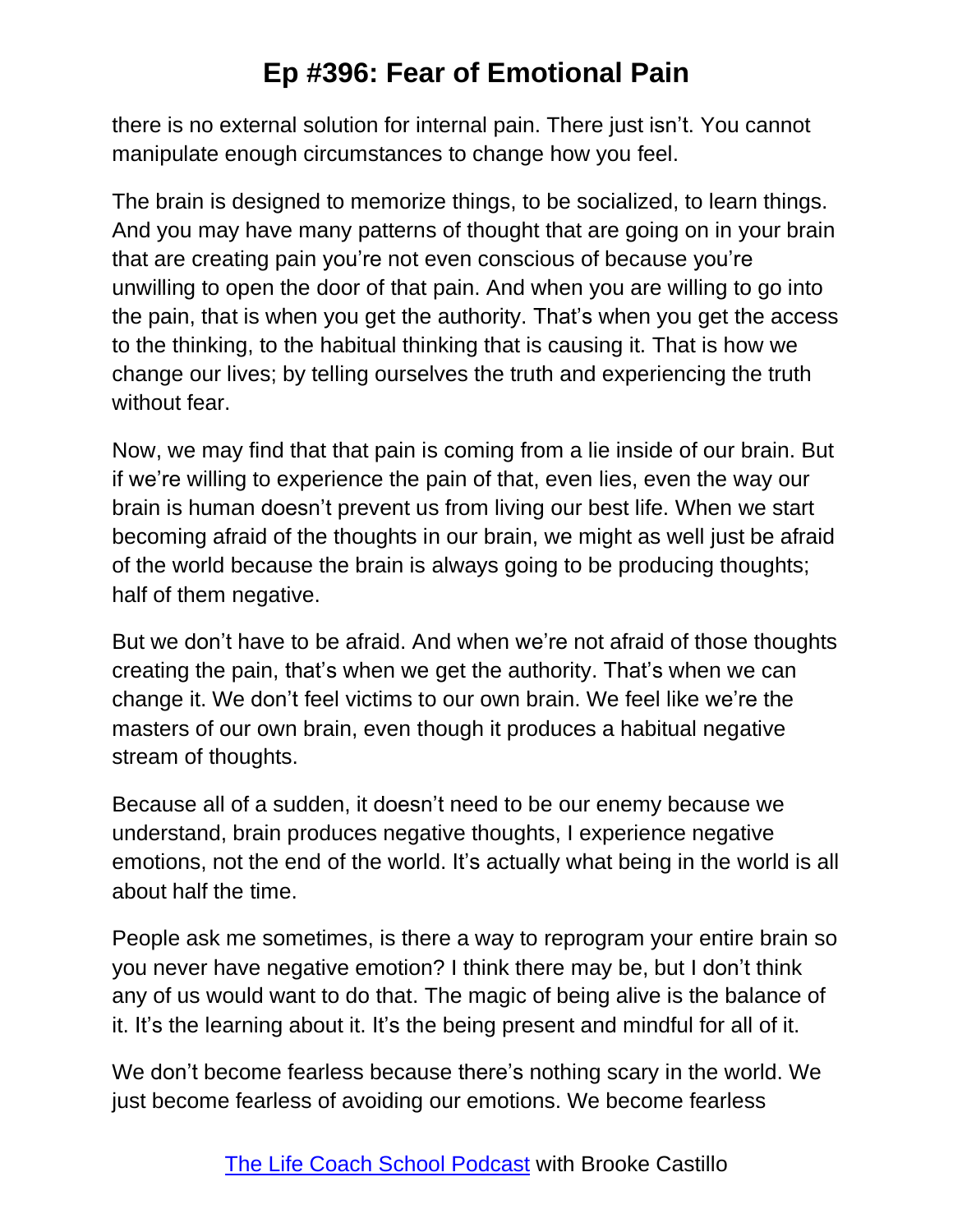there is no external solution for internal pain. There just isn't. You cannot manipulate enough circumstances to change how you feel.

The brain is designed to memorize things, to be socialized, to learn things. And you may have many patterns of thought that are going on in your brain that are creating pain you're not even conscious of because you're unwilling to open the door of that pain. And when you are willing to go into the pain, that is when you get the authority. That's when you get the access to the thinking, to the habitual thinking that is causing it. That is how we change our lives; by telling ourselves the truth and experiencing the truth without fear.

Now, we may find that that pain is coming from a lie inside of our brain. But if we're willing to experience the pain of that, even lies, even the way our brain is human doesn't prevent us from living our best life. When we start becoming afraid of the thoughts in our brain, we might as well just be afraid of the world because the brain is always going to be producing thoughts; half of them negative.

But we don't have to be afraid. And when we're not afraid of those thoughts creating the pain, that's when we get the authority. That's when we can change it. We don't feel victims to our own brain. We feel like we're the masters of our own brain, even though it produces a habitual negative stream of thoughts.

Because all of a sudden, it doesn't need to be our enemy because we understand, brain produces negative thoughts, I experience negative emotions, not the end of the world. It's actually what being in the world is all about half the time.

People ask me sometimes, is there a way to reprogram your entire brain so you never have negative emotion? I think there may be, but I don't think any of us would want to do that. The magic of being alive is the balance of it. It's the learning about it. It's the being present and mindful for all of it.

We don't become fearless because there's nothing scary in the world. We just become fearless of avoiding our emotions. We become fearless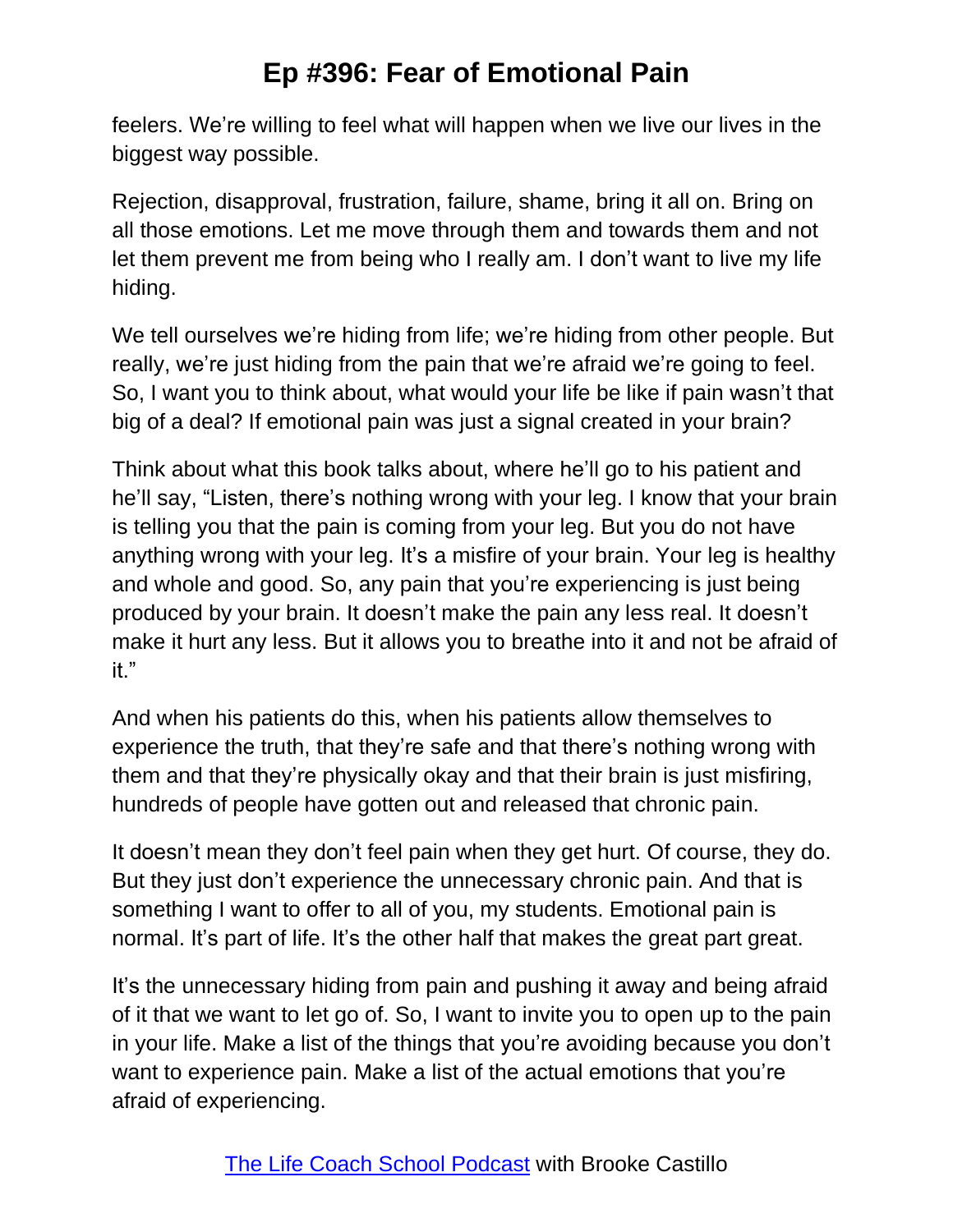feelers. We're willing to feel what will happen when we live our lives in the biggest way possible.

Rejection, disapproval, frustration, failure, shame, bring it all on. Bring on all those emotions. Let me move through them and towards them and not let them prevent me from being who I really am. I don't want to live my life hiding.

We tell ourselves we're hiding from life; we're hiding from other people. But really, we're just hiding from the pain that we're afraid we're going to feel. So, I want you to think about, what would your life be like if pain wasn't that big of a deal? If emotional pain was just a signal created in your brain?

Think about what this book talks about, where he'll go to his patient and he'll say, "Listen, there's nothing wrong with your leg. I know that your brain is telling you that the pain is coming from your leg. But you do not have anything wrong with your leg. It's a misfire of your brain. Your leg is healthy and whole and good. So, any pain that you're experiencing is just being produced by your brain. It doesn't make the pain any less real. It doesn't make it hurt any less. But it allows you to breathe into it and not be afraid of it."

And when his patients do this, when his patients allow themselves to experience the truth, that they're safe and that there's nothing wrong with them and that they're physically okay and that their brain is just misfiring, hundreds of people have gotten out and released that chronic pain.

It doesn't mean they don't feel pain when they get hurt. Of course, they do. But they just don't experience the unnecessary chronic pain. And that is something I want to offer to all of you, my students. Emotional pain is normal. It's part of life. It's the other half that makes the great part great.

It's the unnecessary hiding from pain and pushing it away and being afraid of it that we want to let go of. So, I want to invite you to open up to the pain in your life. Make a list of the things that you're avoiding because you don't want to experience pain. Make a list of the actual emotions that you're afraid of experiencing.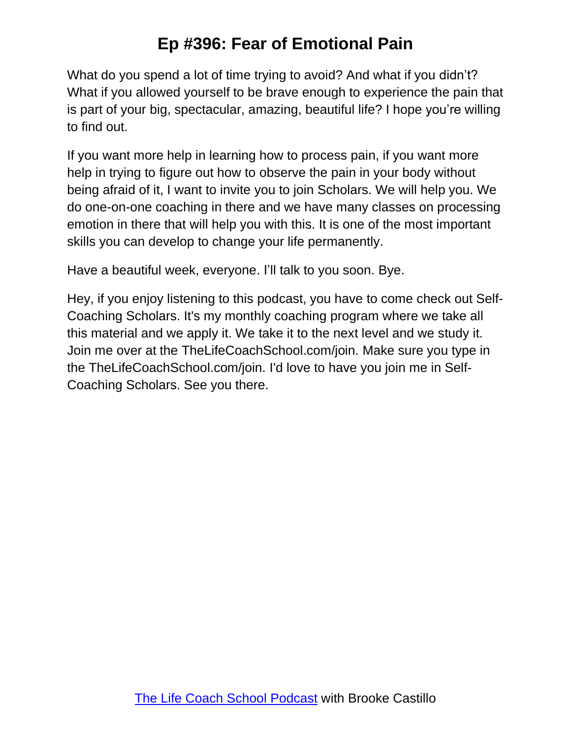# Ep #396: Fear of Emotional Pain

What do you spend a lot of time trying to avoid? And what if you didn't? What if you allowed yourself to be brave enough to experience the pain that is part of your big, spectacular, amazing, beautiful life? I hope you're willing to find out.

If you want more help in learning how to process pain, if you want more help in trying to figure out how to observe the pain in your body without being afraid of it, I want to invite you to join Scholars. We will help you. We do one-on-one coaching in there and we have many classes on processing emotion in there that will help you with this. It is one of the most important skills you can develop to change your life permanently.

Have a beautiful week, everyone. I'll talk to you soon. Bye.

Hey, if you enjoy listening to this podcast, you have to come check out Self-Coaching Scholars. It's my monthly coaching program where we take all this material and we apply it. We take it to the next level and we study it. Join me over at the TheLifeCoachSchool.com/join. Make sure you type in the TheLifeCoachSchool.com/join. I'd love to have you join me in Self-Coaching Scholars. See you there.